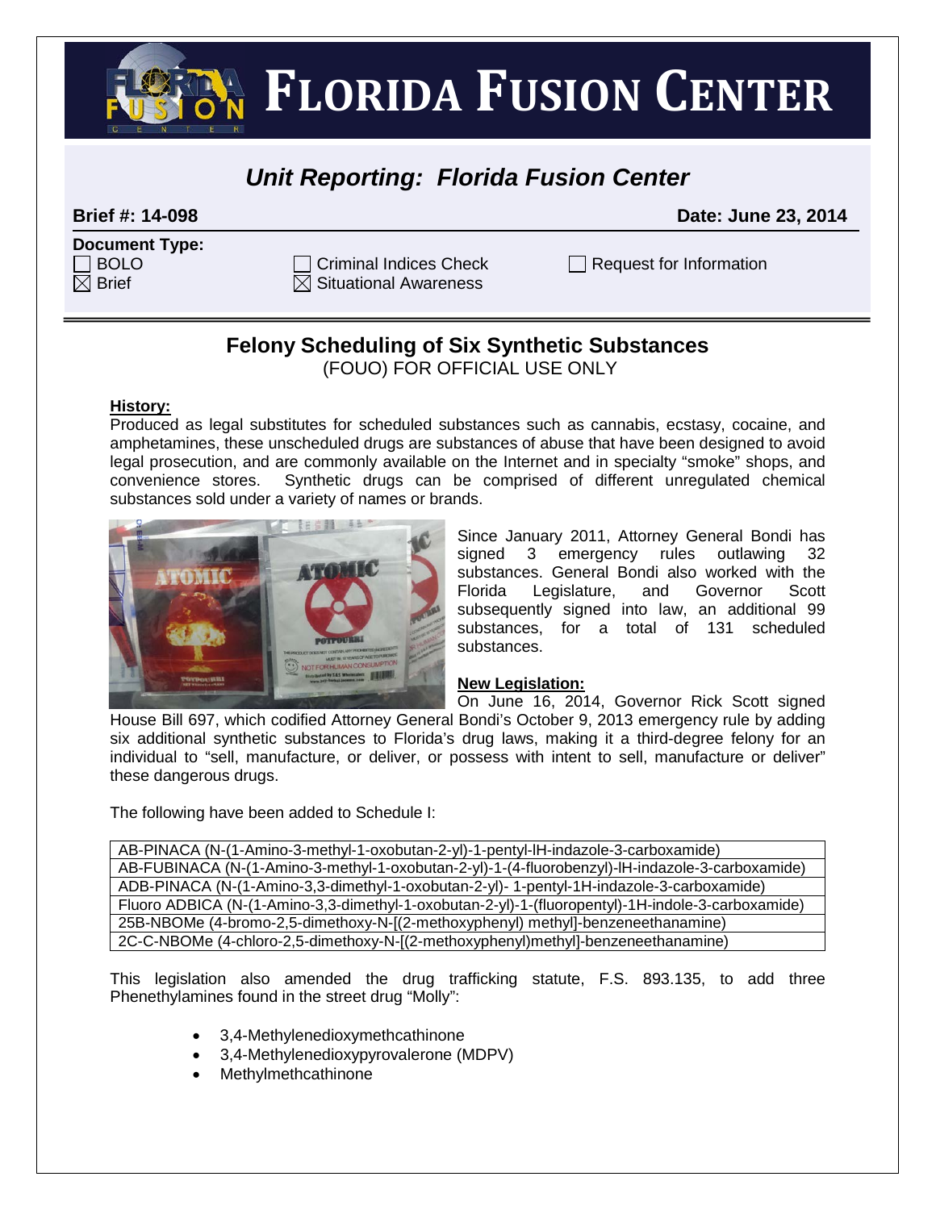# FLORIDA FUSION CENTER

## *Unit Reporting: Florida Fusion Center*

**Brief #: 14-098** **Date: June 23, 2014**

**Document Type:**

- ☐ BOLO
- ☒ Brief
- ☐ Criminal Indices Check
- ☒ Situational Awareness
- ☐ Request for Information

## Felony Scheduling of Six Synthetic Substances

(FOUO) FOR OFFICIAL USE ONLY

**History:**

Produced as legal substitutes for scheduled substances such as cannabis, ecstasy, cocaine, and amphetamines, these unscheduled drugs are substances of abuse that have been designed to avoid legal prosecution, and are commonly available on the Internet and in specialty "smoke" shops, and convenience stores. Synthetic drugs can be comprised of different unregulated chemical substances sold under a variety of names or brands.

Since January 2011, Attorney General Bondi has signed 3 emergency rules outlawing 32 substances. General Bondi also worked with the Florida Legislature, and Governor Scott subsequently signed into law, an additional 99 substances, for a total of 131 scheduled substances.

**New Legislation:**

On June 16, 2014, Governor Rick Scott signed House Bill 697, which codified Attorney General Bondi's October 9, 2013 emergency rule by adding six additional synthetic substances to Florida's drug laws, making it a third-degree felony for an individual to "sell, manufacture, or deliver, or possess with intent to sell, manufacture or deliver" these dangerous drugs.

The following have been added to Schedule I:

| |
|---|
| AB-PINACA (N-(1-Amino-3-methyl-1-oxobutan-2-yl)-1-pentyl-lH-indazole-3-carboxamide) |
| AB-FUBINACA (N-(1-Amino-3-methyl-1-oxobutan-2-yl)-1-(4-fluorobenzyl)-lH-indazole-3-carboxamide) |
| ADB-PINACA (N-(1-Amino-3,3-dimethyl-1-oxobutan-2-yl)- 1-pentyl-1H-indazole-3-carboxamide) |
| Fluoro ADBICA (N-(1-Amino-3,3-dimethyl-1-oxobutan-2-yl)-1-(fluoropentyl)-1H-indole-3-carboxamide) |
| 25B-NBOMe (4-bromo-2,5-dimethoxy-N-[(2-methoxyphenyl) methyl]-benzeneethanamine) |
| 2C-C-NBOMe (4-chloro-2,5-dimethoxy-N-[(2-methoxyphenyl)methyl]-benzeneethanamine) |

This legislation also amended the drug trafficking statute, F.S. 893.135, to add three Phenethylamines found in the street drug "Molly":

- 3,4-Methylenedioxymethcathinone
- 3,4-Methylenedioxypyrovalerone (MDPV)
- Methylmethcathinone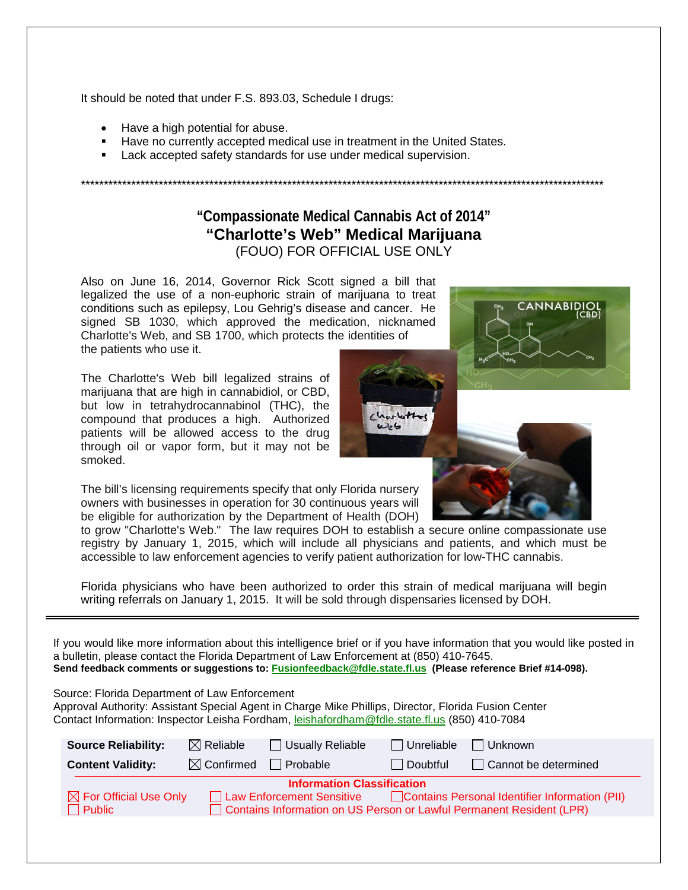It should be noted that under F.S. 893.03, Schedule I drugs:

- Have a high potential for abuse.
- Have no currently accepted medical use in treatment in the United States.
- Lack accepted safety standards for use under medical supervision.

*****************************************************************************************************************

## "Compassionate Medical Cannabis Act of 2014"
## "Charlotte's Web" Medical Marijuana

(FOUO) FOR OFFICIAL USE ONLY

Also on June 16, 2014, Governor Rick Scott signed a bill that legalized the use of a non-euphoric strain of marijuana to treat conditions such as epilepsy, Lou Gehrig's disease and cancer. He signed SB 1030, which approved the medication, nicknamed Charlotte's Web, and SB 1700, which protects the identities of the patients who use it.

The Charlotte's Web bill legalized strains of marijuana that are high in cannabidiol, or CBD, but low in tetrahydrocannabinol (THC), the compound that produces a high. Authorized patients will be allowed access to the drug through oil or vapor form, but it may not be smoked.

The bill's licensing requirements specify that only Florida nursery owners with businesses in operation for 30 continuous years will be eligible for authorization by the Department of Health (DOH) to grow "Charlotte's Web." The law requires DOH to establish a secure online compassionate use registry by January 1, 2015, which will include all physicians and patients, and which must be accessible to law enforcement agencies to verify patient authorization for low-THC cannabis.

Florida physicians who have been authorized to order this strain of medical marijuana will begin writing referrals on January 1, 2015. It will be sold through dispensaries licensed by DOH.

---

If you would like more information about this intelligence brief or if you have information that you would like posted in a bulletin, please contact the Florida Department of Law Enforcement at (850) 410-7645.
**Send feedback comments or suggestions to: Fusionfeedback@fdle.state.fl.us (Please reference Brief #14-098).**

Source: Florida Department of Law Enforcement
Approval Authority: Assistant Special Agent in Charge Mike Phillips, Director, Florida Fusion Center
Contact Information: Inspector Leisha Fordham, leishafordham@fdle.state.fl.us (850) 410-7084

| | | | | |
|---|---|---|---|---|
| **Source Reliability:** | ☒ Reliable | ☐ Usually Reliable | ☐ Unreliable | ☐ Unknown |
| **Content Validity:** | ☒ Confirmed | ☐ Probable | ☐ Doubtful | ☐ Cannot be determined |

**Information Classification**

☒ For Official Use Only ☐ Law Enforcement Sensitive ☐ Contains Personal Identifier Information (PII)
☐ Public ☐ Contains Information on US Person or Lawful Permanent Resident (LPR)